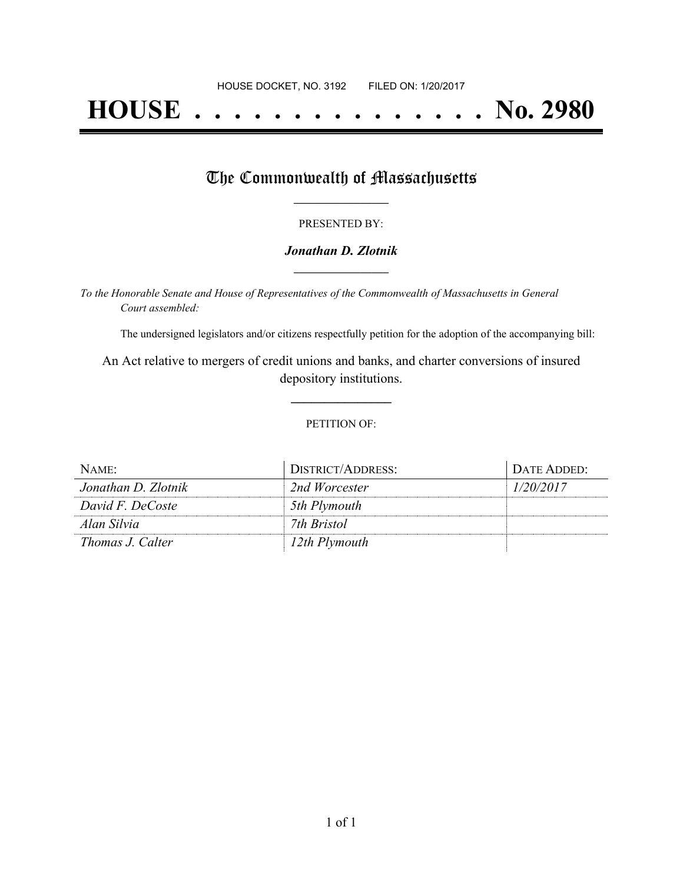HOUSE DOCKET, NO. 3192        FILED ON: 1/20/2017

# HOUSE . . . . . . . . . . . . . . . No. 2980

## The Commonwealth of Massachusetts

PRESENTED BY:

***Jonathan D. Zlotnik***

*To the Honorable Senate and House of Representatives of the Commonwealth of Massachusetts in General Court assembled:*

The undersigned legislators and/or citizens respectfully petition for the adoption of the accompanying bill:

An Act relative to mergers of credit unions and banks, and charter conversions of insured depository institutions.

PETITION OF:

| NAME: | DISTRICT/ADDRESS: | DATE ADDED: |
|---|---|---|
| *Jonathan D. Zlotnik* | *2nd Worcester* | *1/20/2017* |
| *David F. DeCoste* | *5th Plymouth* | |
| *Alan Silvia* | *7th Bristol* | |
| *Thomas J. Calter* | *12th Plymouth* | |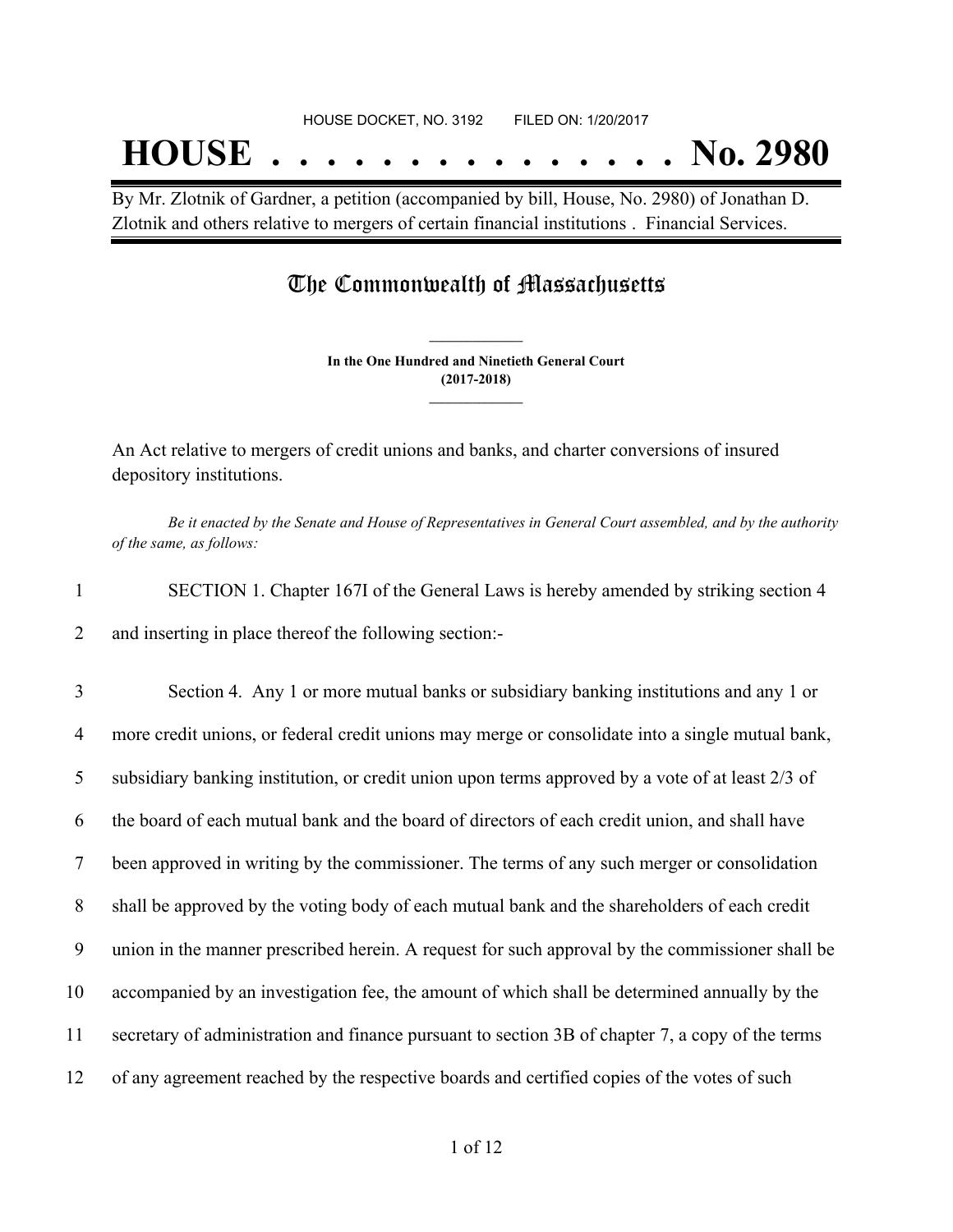HOUSE DOCKET, NO. 3192 FILED ON: 1/20/2017

# HOUSE . . . . . . . . . . . . . . . No. 2980

By Mr. Zlotnik of Gardner, a petition (accompanied by bill, House, No. 2980) of Jonathan D. Zlotnik and others relative to mergers of certain financial institutions . Financial Services.

## The Commonwealth of Massachusetts

**In the One Hundred and Ninetieth General Court**
**(2017-2018)**

An Act relative to mergers of credit unions and banks, and charter conversions of insured depository institutions.

*Be it enacted by the Senate and House of Representatives in General Court assembled, and by the authority of the same, as follows:*

1 SECTION 1. Chapter 167I of the General Laws is hereby amended by striking section 4
2 and inserting in place thereof the following section:-

3 Section 4. Any 1 or more mutual banks or subsidiary banking institutions and any 1 or
4 more credit unions, or federal credit unions may merge or consolidate into a single mutual bank,
5 subsidiary banking institution, or credit union upon terms approved by a vote of at least 2/3 of
6 the board of each mutual bank and the board of directors of each credit union, and shall have
7 been approved in writing by the commissioner. The terms of any such merger or consolidation
8 shall be approved by the voting body of each mutual bank and the shareholders of each credit
9 union in the manner prescribed herein. A request for such approval by the commissioner shall be
10 accompanied by an investigation fee, the amount of which shall be determined annually by the
11 secretary of administration and finance pursuant to section 3B of chapter 7, a copy of the terms
12 of any agreement reached by the respective boards and certified copies of the votes of such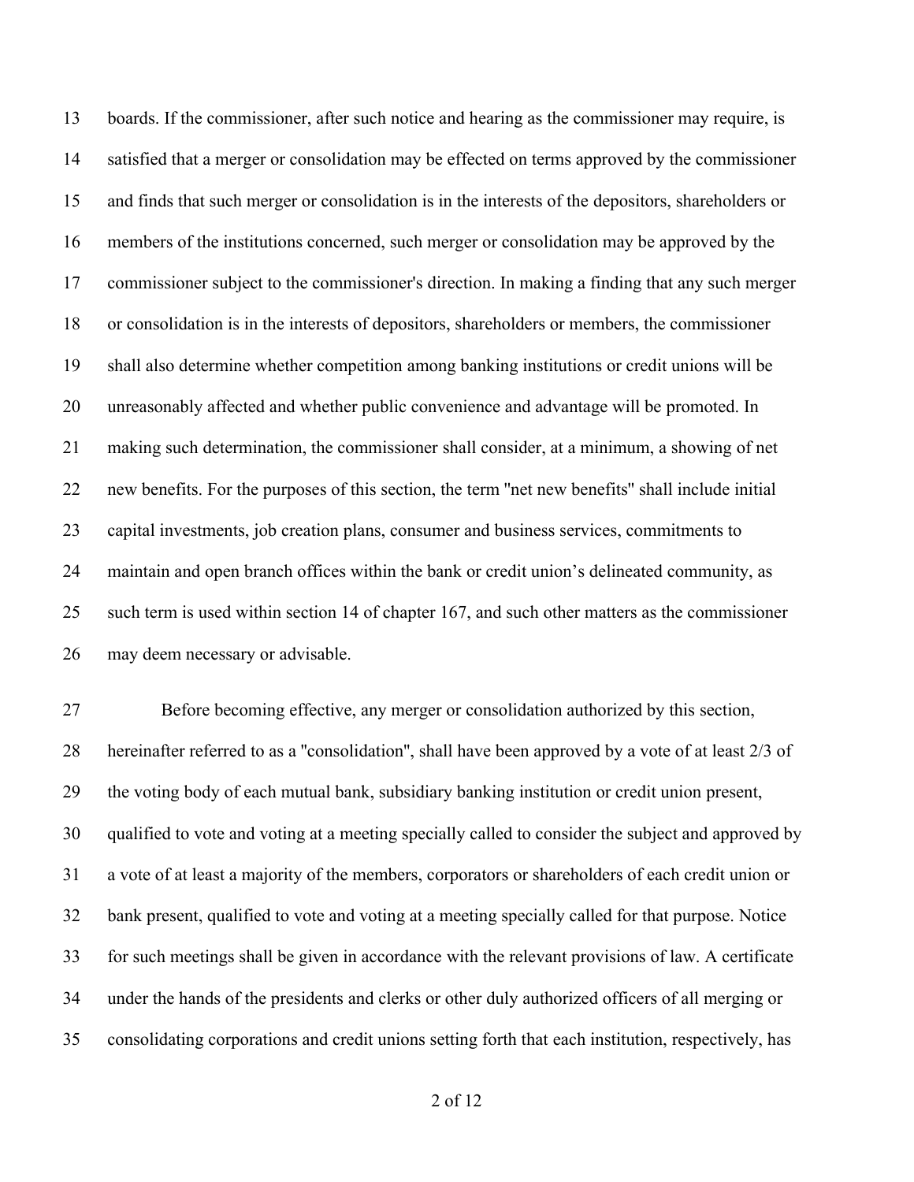boards. If the commissioner, after such notice and hearing as the commissioner may require, is satisfied that a merger or consolidation may be effected on terms approved by the commissioner and finds that such merger or consolidation is in the interests of the depositors, shareholders or members of the institutions concerned, such merger or consolidation may be approved by the commissioner subject to the commissioner's direction. In making a finding that any such merger or consolidation is in the interests of depositors, shareholders or members, the commissioner shall also determine whether competition among banking institutions or credit unions will be unreasonably affected and whether public convenience and advantage will be promoted. In making such determination, the commissioner shall consider, at a minimum, a showing of net new benefits. For the purposes of this section, the term "net new benefits" shall include initial capital investments, job creation plans, consumer and business services, commitments to maintain and open branch offices within the bank or credit union's delineated community, as such term is used within section 14 of chapter 167, and such other matters as the commissioner may deem necessary or advisable.

Before becoming effective, any merger or consolidation authorized by this section, hereinafter referred to as a "consolidation", shall have been approved by a vote of at least 2/3 of the voting body of each mutual bank, subsidiary banking institution or credit union present, qualified to vote and voting at a meeting specially called to consider the subject and approved by a vote of at least a majority of the members, corporators or shareholders of each credit union or bank present, qualified to vote and voting at a meeting specially called for that purpose. Notice for such meetings shall be given in accordance with the relevant provisions of law. A certificate under the hands of the presidents and clerks or other duly authorized officers of all merging or consolidating corporations and credit unions setting forth that each institution, respectively, has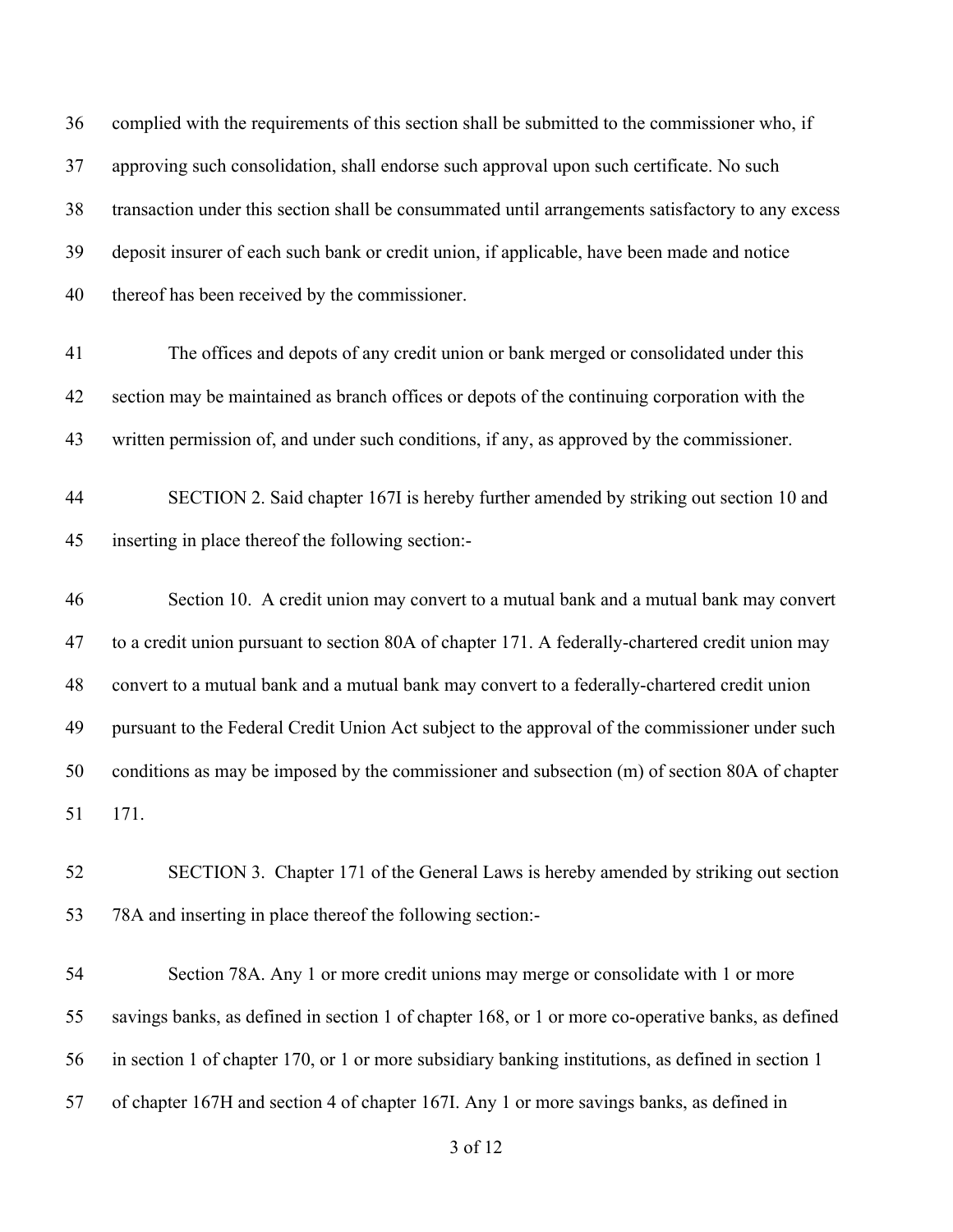complied with the requirements of this section shall be submitted to the commissioner who, if approving such consolidation, shall endorse such approval upon such certificate. No such transaction under this section shall be consummated until arrangements satisfactory to any excess deposit insurer of each such bank or credit union, if applicable, have been made and notice thereof has been received by the commissioner.

The offices and depots of any credit union or bank merged or consolidated under this section may be maintained as branch offices or depots of the continuing corporation with the written permission of, and under such conditions, if any, as approved by the commissioner.

SECTION 2. Said chapter 167I is hereby further amended by striking out section 10 and inserting in place thereof the following section:-

Section 10. A credit union may convert to a mutual bank and a mutual bank may convert to a credit union pursuant to section 80A of chapter 171. A federally-chartered credit union may convert to a mutual bank and a mutual bank may convert to a federally-chartered credit union pursuant to the Federal Credit Union Act subject to the approval of the commissioner under such conditions as may be imposed by the commissioner and subsection (m) of section 80A of chapter 171.

SECTION 3. Chapter 171 of the General Laws is hereby amended by striking out section 78A and inserting in place thereof the following section:-

Section 78A. Any 1 or more credit unions may merge or consolidate with 1 or more savings banks, as defined in section 1 of chapter 168, or 1 or more co-operative banks, as defined in section 1 of chapter 170, or 1 or more subsidiary banking institutions, as defined in section 1 of chapter 167H and section 4 of chapter 167I. Any 1 or more savings banks, as defined in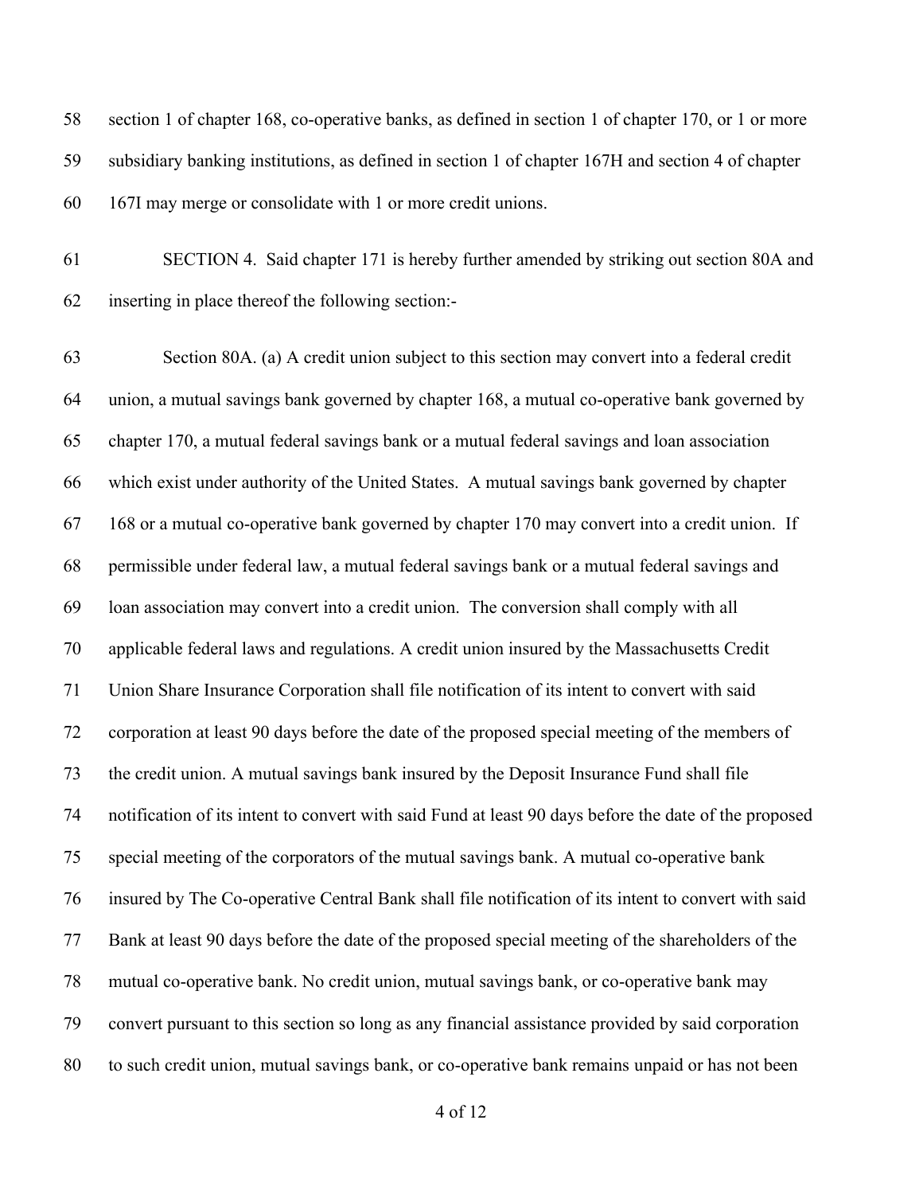section 1 of chapter 168, co-operative banks, as defined in section 1 of chapter 170, or 1 or more subsidiary banking institutions, as defined in section 1 of chapter 167H and section 4 of chapter 167I may merge or consolidate with 1 or more credit unions.

SECTION 4. Said chapter 171 is hereby further amended by striking out section 80A and inserting in place thereof the following section:-

Section 80A. (a) A credit union subject to this section may convert into a federal credit union, a mutual savings bank governed by chapter 168, a mutual co-operative bank governed by chapter 170, a mutual federal savings bank or a mutual federal savings and loan association which exist under authority of the United States. A mutual savings bank governed by chapter 168 or a mutual co-operative bank governed by chapter 170 may convert into a credit union. If permissible under federal law, a mutual federal savings bank or a mutual federal savings and loan association may convert into a credit union. The conversion shall comply with all applicable federal laws and regulations. A credit union insured by the Massachusetts Credit Union Share Insurance Corporation shall file notification of its intent to convert with said corporation at least 90 days before the date of the proposed special meeting of the members of the credit union. A mutual savings bank insured by the Deposit Insurance Fund shall file notification of its intent to convert with said Fund at least 90 days before the date of the proposed special meeting of the corporators of the mutual savings bank. A mutual co-operative bank insured by The Co-operative Central Bank shall file notification of its intent to convert with said Bank at least 90 days before the date of the proposed special meeting of the shareholders of the mutual co-operative bank. No credit union, mutual savings bank, or co-operative bank may convert pursuant to this section so long as any financial assistance provided by said corporation to such credit union, mutual savings bank, or co-operative bank remains unpaid or has not been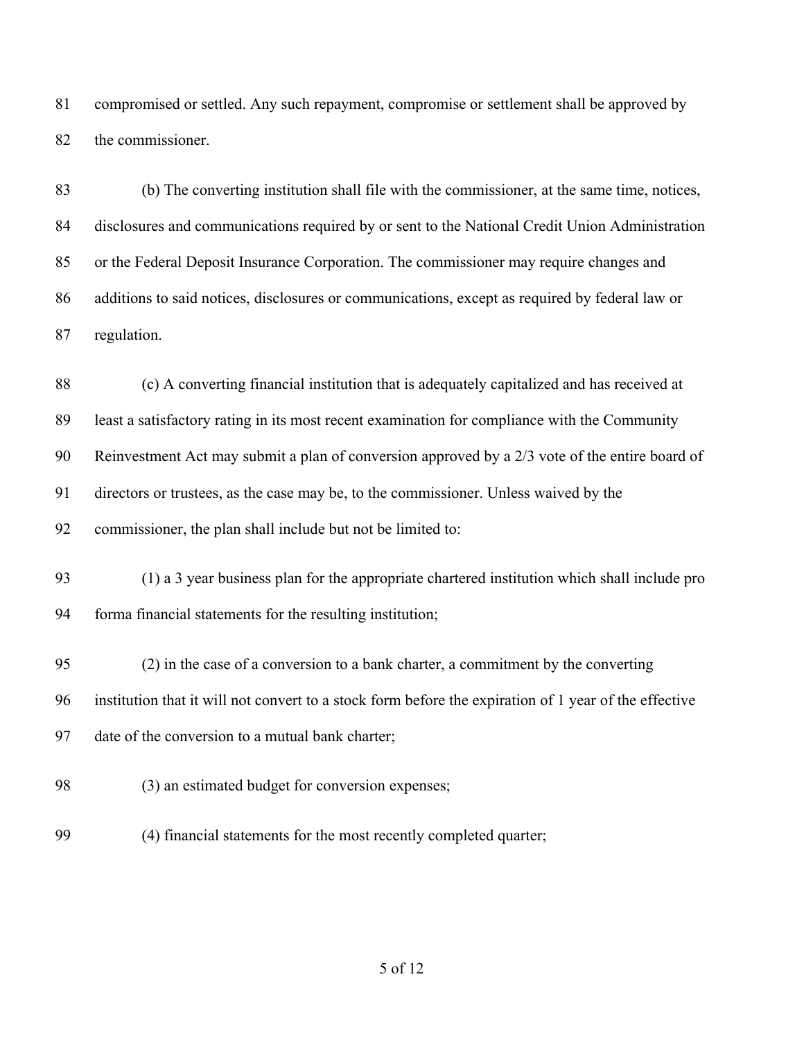compromised or settled. Any such repayment, compromise or settlement shall be approved by the commissioner.

(b) The converting institution shall file with the commissioner, at the same time, notices, disclosures and communications required by or sent to the National Credit Union Administration or the Federal Deposit Insurance Corporation. The commissioner may require changes and additions to said notices, disclosures or communications, except as required by federal law or regulation.

(c) A converting financial institution that is adequately capitalized and has received at least a satisfactory rating in its most recent examination for compliance with the Community Reinvestment Act may submit a plan of conversion approved by a 2/3 vote of the entire board of directors or trustees, as the case may be, to the commissioner. Unless waived by the commissioner, the plan shall include but not be limited to:

(1) a 3 year business plan for the appropriate chartered institution which shall include pro forma financial statements for the resulting institution;

(2) in the case of a conversion to a bank charter, a commitment by the converting institution that it will not convert to a stock form before the expiration of 1 year of the effective date of the conversion to a mutual bank charter;

(3) an estimated budget for conversion expenses;

(4) financial statements for the most recently completed quarter;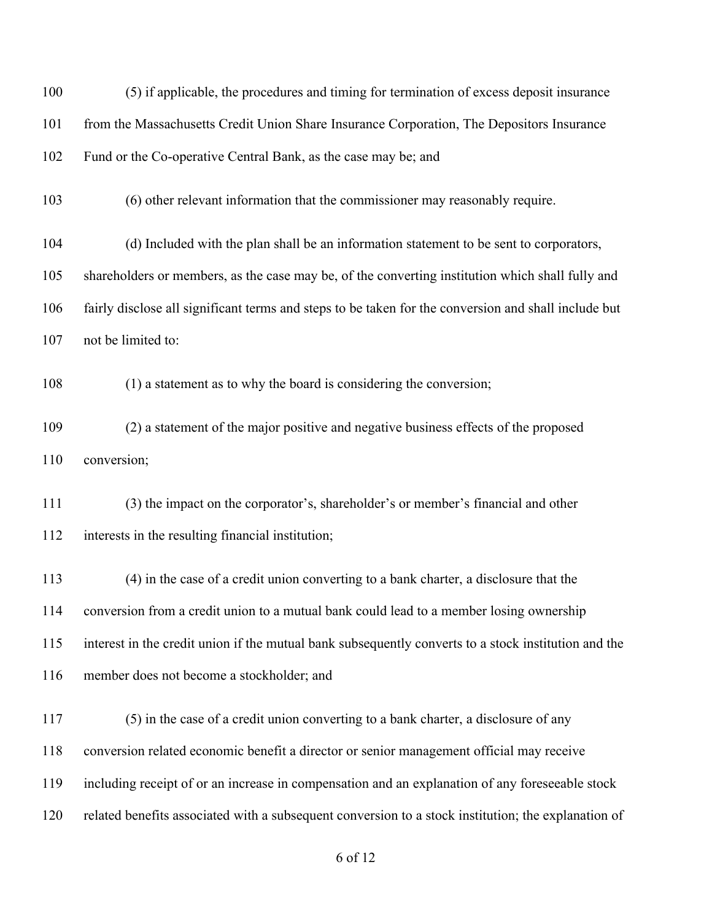(5) if applicable, the procedures and timing for termination of excess deposit insurance from the Massachusetts Credit Union Share Insurance Corporation, The Depositors Insurance Fund or the Co-operative Central Bank, as the case may be; and

(6) other relevant information that the commissioner may reasonably require.

(d) Included with the plan shall be an information statement to be sent to corporators, shareholders or members, as the case may be, of the converting institution which shall fully and fairly disclose all significant terms and steps to be taken for the conversion and shall include but not be limited to:

(1) a statement as to why the board is considering the conversion;

(2) a statement of the major positive and negative business effects of the proposed conversion;

(3) the impact on the corporator's, shareholder's or member's financial and other interests in the resulting financial institution;

(4) in the case of a credit union converting to a bank charter, a disclosure that the conversion from a credit union to a mutual bank could lead to a member losing ownership interest in the credit union if the mutual bank subsequently converts to a stock institution and the member does not become a stockholder; and

(5) in the case of a credit union converting to a bank charter, a disclosure of any conversion related economic benefit a director or senior management official may receive including receipt of or an increase in compensation and an explanation of any foreseeable stock related benefits associated with a subsequent conversion to a stock institution; the explanation of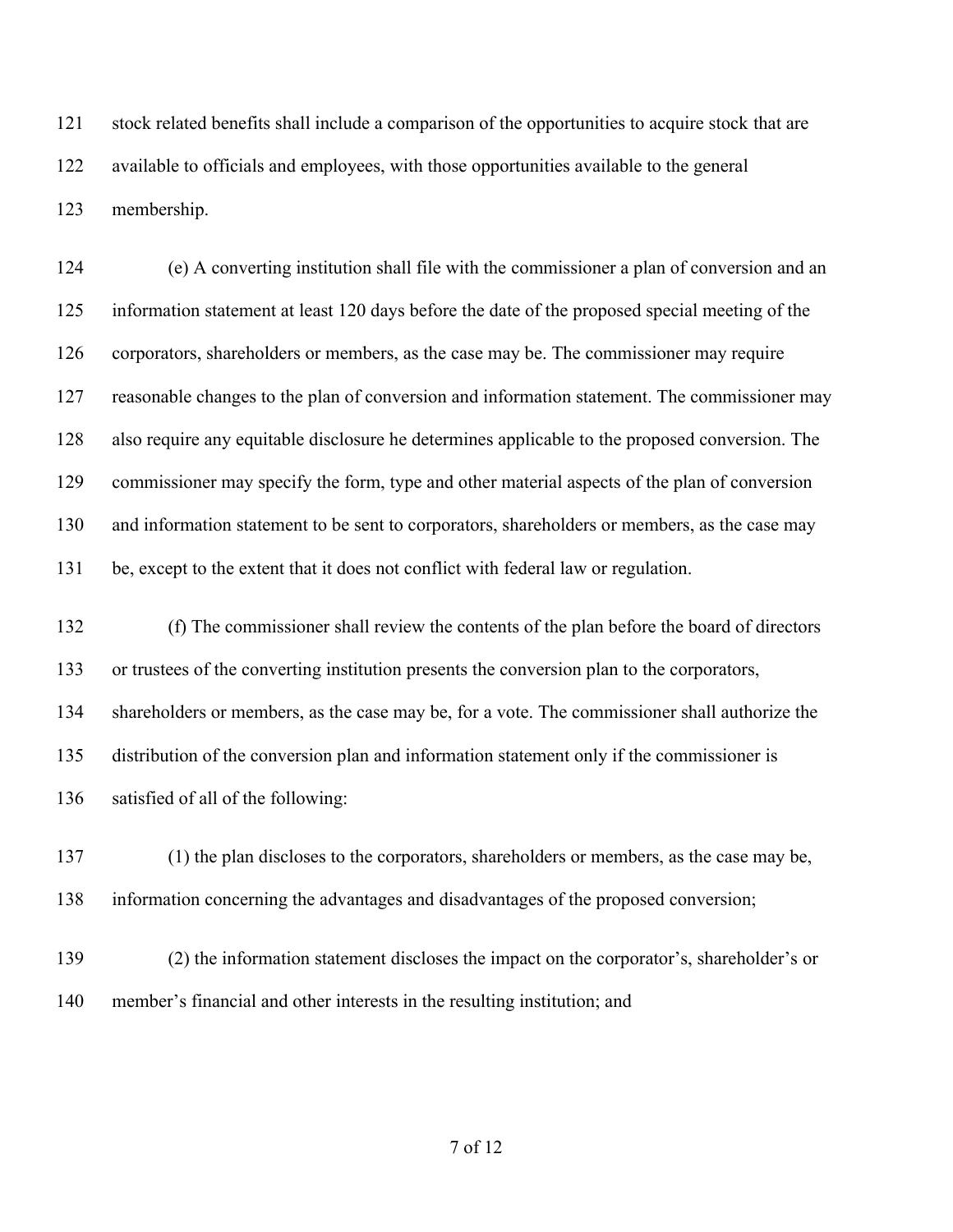stock related benefits shall include a comparison of the opportunities to acquire stock that are available to officials and employees, with those opportunities available to the general membership.

(e) A converting institution shall file with the commissioner a plan of conversion and an information statement at least 120 days before the date of the proposed special meeting of the corporators, shareholders or members, as the case may be. The commissioner may require reasonable changes to the plan of conversion and information statement. The commissioner may also require any equitable disclosure he determines applicable to the proposed conversion. The commissioner may specify the form, type and other material aspects of the plan of conversion and information statement to be sent to corporators, shareholders or members, as the case may be, except to the extent that it does not conflict with federal law or regulation.

(f) The commissioner shall review the contents of the plan before the board of directors or trustees of the converting institution presents the conversion plan to the corporators, shareholders or members, as the case may be, for a vote. The commissioner shall authorize the distribution of the conversion plan and information statement only if the commissioner is satisfied of all of the following:

(1) the plan discloses to the corporators, shareholders or members, as the case may be, information concerning the advantages and disadvantages of the proposed conversion;

(2) the information statement discloses the impact on the corporator's, shareholder's or member's financial and other interests in the resulting institution; and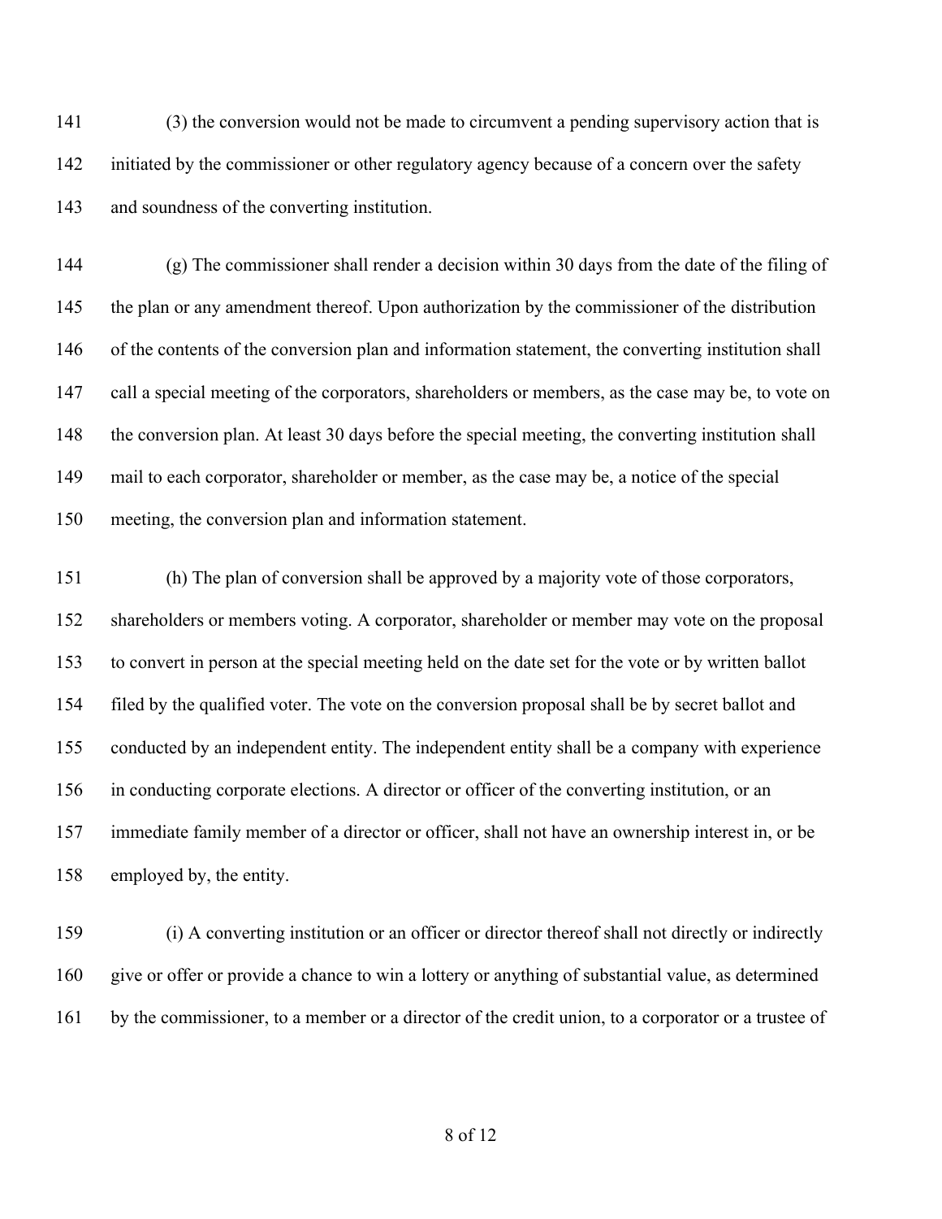(3) the conversion would not be made to circumvent a pending supervisory action that is initiated by the commissioner or other regulatory agency because of a concern over the safety and soundness of the converting institution.

(g) The commissioner shall render a decision within 30 days from the date of the filing of the plan or any amendment thereof. Upon authorization by the commissioner of the distribution of the contents of the conversion plan and information statement, the converting institution shall call a special meeting of the corporators, shareholders or members, as the case may be, to vote on the conversion plan. At least 30 days before the special meeting, the converting institution shall mail to each corporator, shareholder or member, as the case may be, a notice of the special meeting, the conversion plan and information statement.

(h) The plan of conversion shall be approved by a majority vote of those corporators, shareholders or members voting. A corporator, shareholder or member may vote on the proposal to convert in person at the special meeting held on the date set for the vote or by written ballot filed by the qualified voter. The vote on the conversion proposal shall be by secret ballot and conducted by an independent entity. The independent entity shall be a company with experience in conducting corporate elections. A director or officer of the converting institution, or an immediate family member of a director or officer, shall not have an ownership interest in, or be employed by, the entity.

(i) A converting institution or an officer or director thereof shall not directly or indirectly give or offer or provide a chance to win a lottery or anything of substantial value, as determined by the commissioner, to a member or a director of the credit union, to a corporator or a trustee of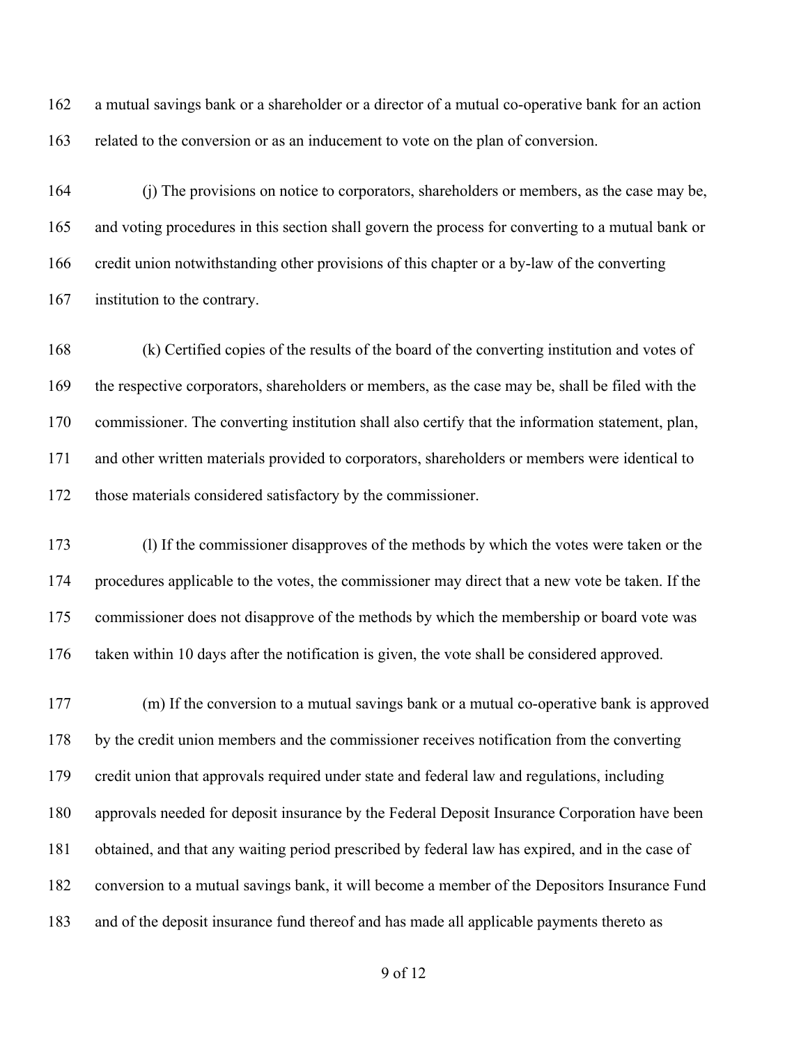a mutual savings bank or a shareholder or a director of a mutual co-operative bank for an action related to the conversion or as an inducement to vote on the plan of conversion.

(j) The provisions on notice to corporators, shareholders or members, as the case may be, and voting procedures in this section shall govern the process for converting to a mutual bank or credit union notwithstanding other provisions of this chapter or a by-law of the converting institution to the contrary.

(k) Certified copies of the results of the board of the converting institution and votes of the respective corporators, shareholders or members, as the case may be, shall be filed with the commissioner. The converting institution shall also certify that the information statement, plan, and other written materials provided to corporators, shareholders or members were identical to those materials considered satisfactory by the commissioner.

(l) If the commissioner disapproves of the methods by which the votes were taken or the procedures applicable to the votes, the commissioner may direct that a new vote be taken. If the commissioner does not disapprove of the methods by which the membership or board vote was taken within 10 days after the notification is given, the vote shall be considered approved.

(m) If the conversion to a mutual savings bank or a mutual co-operative bank is approved by the credit union members and the commissioner receives notification from the converting credit union that approvals required under state and federal law and regulations, including approvals needed for deposit insurance by the Federal Deposit Insurance Corporation have been obtained, and that any waiting period prescribed by federal law has expired, and in the case of conversion to a mutual savings bank, it will become a member of the Depositors Insurance Fund and of the deposit insurance fund thereof and has made all applicable payments thereto as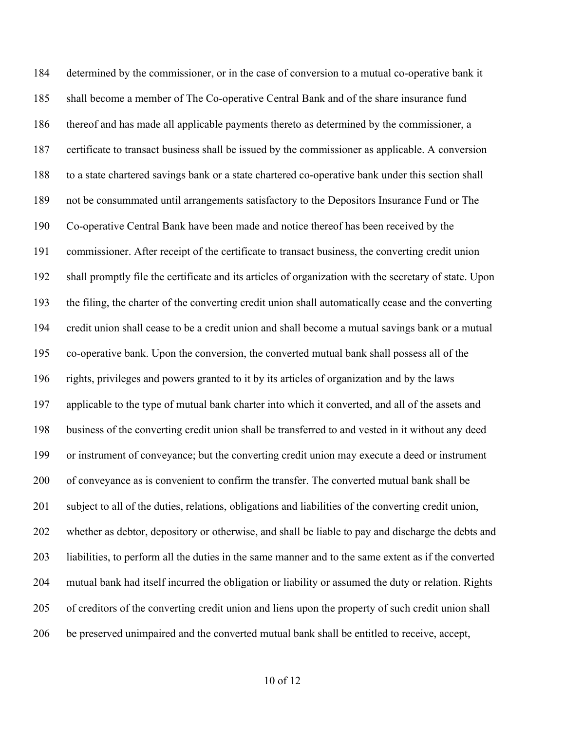determined by the commissioner, or in the case of conversion to a mutual co-operative bank it shall become a member of The Co-operative Central Bank and of the share insurance fund thereof and has made all applicable payments thereto as determined by the commissioner, a certificate to transact business shall be issued by the commissioner as applicable. A conversion to a state chartered savings bank or a state chartered co-operative bank under this section shall not be consummated until arrangements satisfactory to the Depositors Insurance Fund or The Co-operative Central Bank have been made and notice thereof has been received by the commissioner. After receipt of the certificate to transact business, the converting credit union shall promptly file the certificate and its articles of organization with the secretary of state. Upon the filing, the charter of the converting credit union shall automatically cease and the converting credit union shall cease to be a credit union and shall become a mutual savings bank or a mutual co-operative bank. Upon the conversion, the converted mutual bank shall possess all of the rights, privileges and powers granted to it by its articles of organization and by the laws applicable to the type of mutual bank charter into which it converted, and all of the assets and business of the converting credit union shall be transferred to and vested in it without any deed or instrument of conveyance; but the converting credit union may execute a deed or instrument of conveyance as is convenient to confirm the transfer. The converted mutual bank shall be subject to all of the duties, relations, obligations and liabilities of the converting credit union, whether as debtor, depository or otherwise, and shall be liable to pay and discharge the debts and liabilities, to perform all the duties in the same manner and to the same extent as if the converted mutual bank had itself incurred the obligation or liability or assumed the duty or relation. Rights of creditors of the converting credit union and liens upon the property of such credit union shall be preserved unimpaired and the converted mutual bank shall be entitled to receive, accept,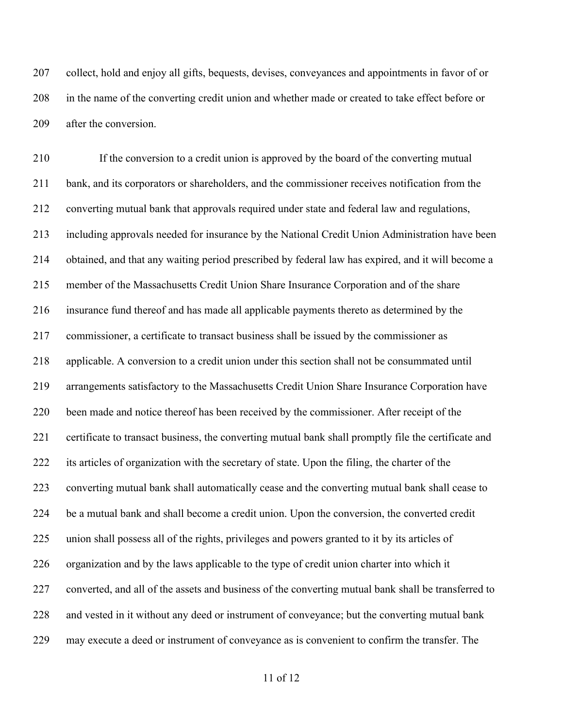collect, hold and enjoy all gifts, bequests, devises, conveyances and appointments in favor of or in the name of the converting credit union and whether made or created to take effect before or after the conversion.

If the conversion to a credit union is approved by the board of the converting mutual bank, and its corporators or shareholders, and the commissioner receives notification from the converting mutual bank that approvals required under state and federal law and regulations, including approvals needed for insurance by the National Credit Union Administration have been obtained, and that any waiting period prescribed by federal law has expired, and it will become a member of the Massachusetts Credit Union Share Insurance Corporation and of the share insurance fund thereof and has made all applicable payments thereto as determined by the commissioner, a certificate to transact business shall be issued by the commissioner as applicable. A conversion to a credit union under this section shall not be consummated until arrangements satisfactory to the Massachusetts Credit Union Share Insurance Corporation have been made and notice thereof has been received by the commissioner. After receipt of the certificate to transact business, the converting mutual bank shall promptly file the certificate and its articles of organization with the secretary of state. Upon the filing, the charter of the converting mutual bank shall automatically cease and the converting mutual bank shall cease to be a mutual bank and shall become a credit union. Upon the conversion, the converted credit union shall possess all of the rights, privileges and powers granted to it by its articles of organization and by the laws applicable to the type of credit union charter into which it converted, and all of the assets and business of the converting mutual bank shall be transferred to and vested in it without any deed or instrument of conveyance; but the converting mutual bank may execute a deed or instrument of conveyance as is convenient to confirm the transfer. The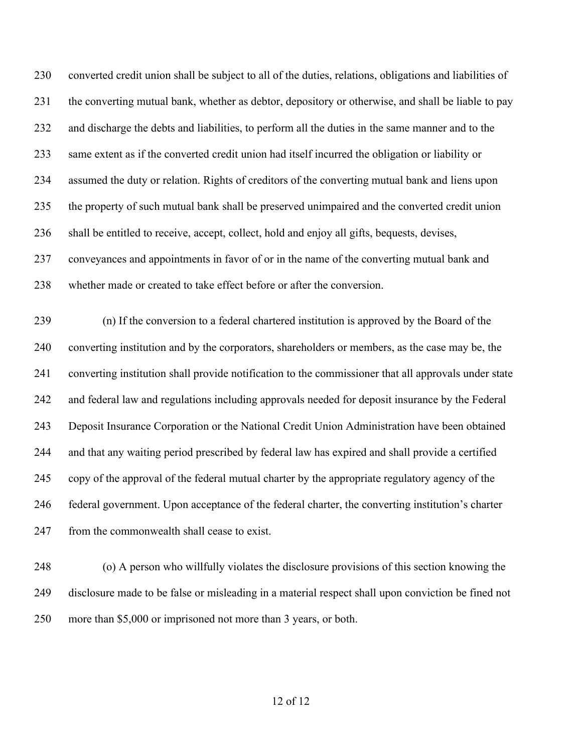converted credit union shall be subject to all of the duties, relations, obligations and liabilities of the converting mutual bank, whether as debtor, depository or otherwise, and shall be liable to pay and discharge the debts and liabilities, to perform all the duties in the same manner and to the same extent as if the converted credit union had itself incurred the obligation or liability or assumed the duty or relation. Rights of creditors of the converting mutual bank and liens upon the property of such mutual bank shall be preserved unimpaired and the converted credit union shall be entitled to receive, accept, collect, hold and enjoy all gifts, bequests, devises, conveyances and appointments in favor of or in the name of the converting mutual bank and whether made or created to take effect before or after the conversion.

(n) If the conversion to a federal chartered institution is approved by the Board of the converting institution and by the corporators, shareholders or members, as the case may be, the converting institution shall provide notification to the commissioner that all approvals under state and federal law and regulations including approvals needed for deposit insurance by the Federal Deposit Insurance Corporation or the National Credit Union Administration have been obtained and that any waiting period prescribed by federal law has expired and shall provide a certified copy of the approval of the federal mutual charter by the appropriate regulatory agency of the federal government. Upon acceptance of the federal charter, the converting institution's charter from the commonwealth shall cease to exist.

(o) A person who willfully violates the disclosure provisions of this section knowing the disclosure made to be false or misleading in a material respect shall upon conviction be fined not more than $5,000 or imprisoned not more than 3 years, or both.